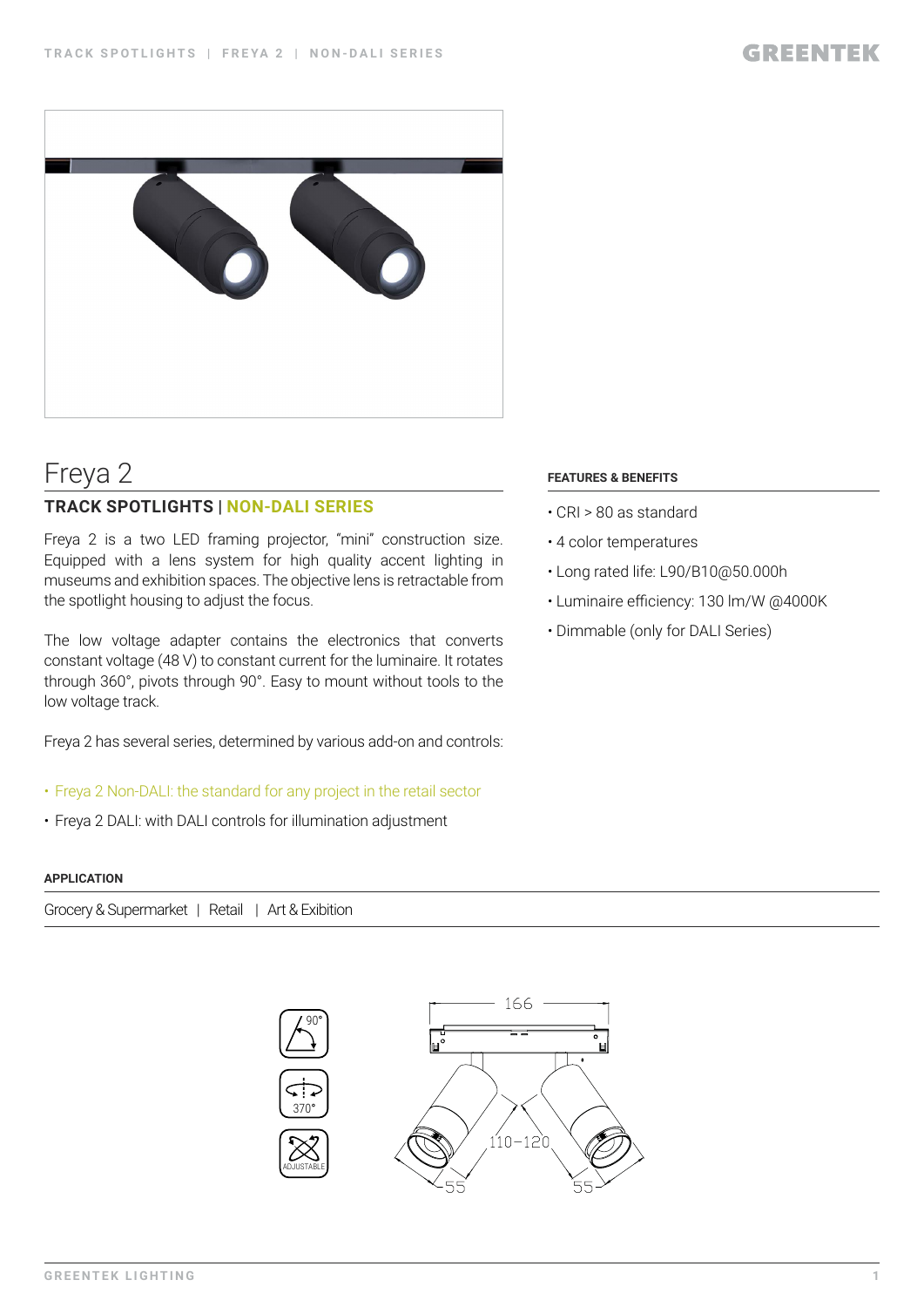# Freya 2

## TRACK SPOTLIGHTS | NON-DALI SERIES

Freya 2 is a two LED framing projector, "mini" construction size. Equipped with a lens system for high quality accent lighting in museums and exhibition spaces. The objective lens is retractable from the spotlight housing to adjust the focus.

The low voltage adapter contains the electronics that converts constant voltage (48 V) to constant current for the luminaire. It rotates through 360°, pivots through 90°. Easy to mount without tools to the low voltage track.

Freya 2 has several series, determined by various add-on and controls:

- Freya 2 Non-DALI: the standard for any project in the retail sector
- Freya 2 DALI: with DALI controls for illumination adjustment

#### FEATURES & BENEFITS

- CRI > 80 as standard
- 4 color temperatures
- Long rated life: L90/B10@50.000h
- Luminaire efficiency: 130 lm/W @4000K
- Dimmable (only for DALI Series)

#### APPLICATION

Grocery & Supermarket | Retail | Art & Exibition

90° | 370° | ADJUSTABLE

166 | 110–120 | 55 | 55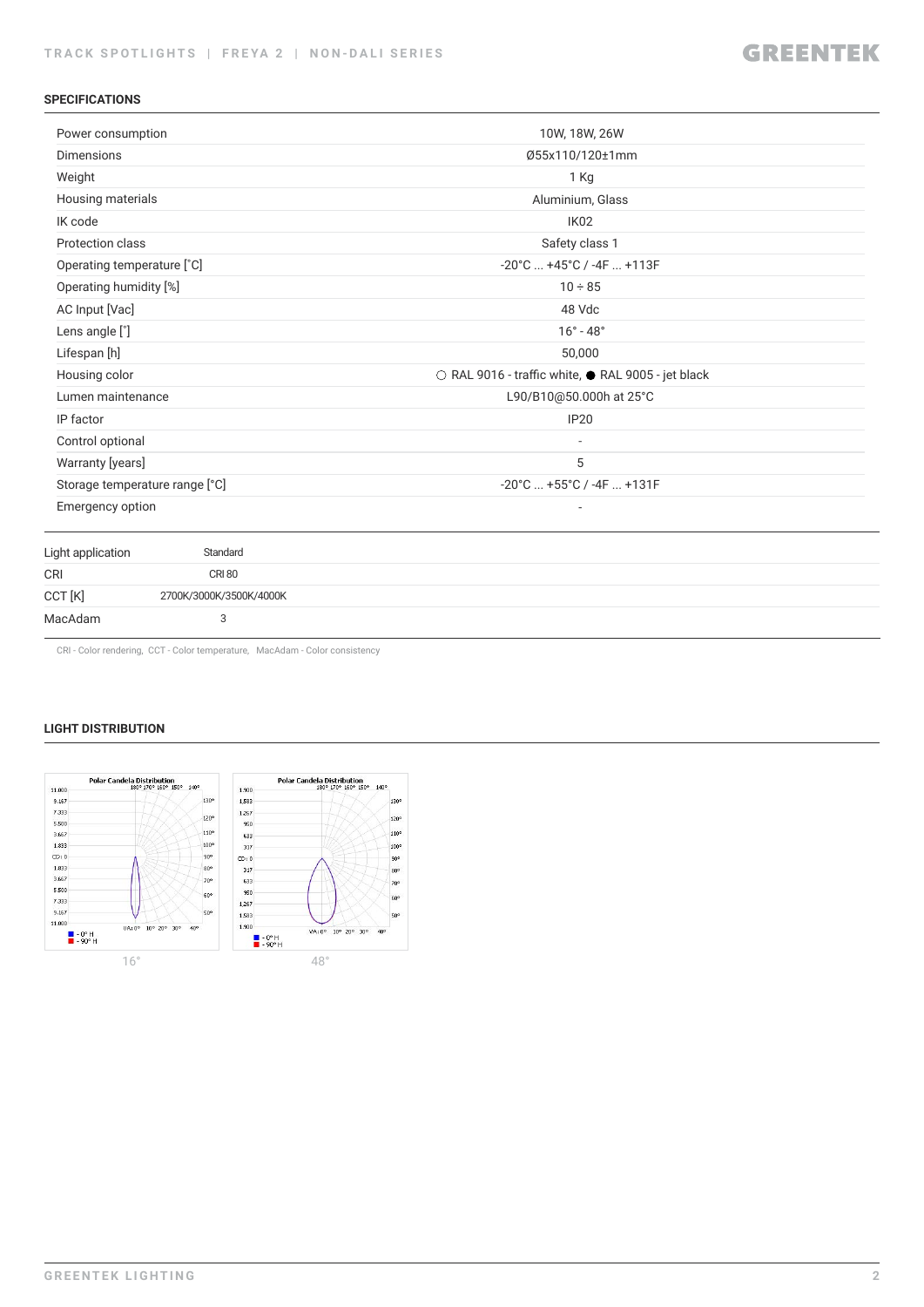## SPECIFICATIONS

| | |
|---|---|
| Power consumption | 10W, 18W, 26W |
| Dimensions | Ø55x110/120±1mm |
| Weight | 1 Kg |
| Housing materials | Aluminium, Glass |
| IK code | IK02 |
| Protection class | Safety class 1 |
| Operating temperature [˚C] | -20°C ... +45°C / -4F ... +113F |
| Operating humidity [%] | 10 ÷ 85 |
| AC Input [Vac] | 48 Vdc |
| Lens angle [˚] | 16° - 48° |
| Lifespan [h] | 50,000 |
| Housing color | ○ RAL 9016 - traffic white, ● RAL 9005 - jet black |
| Lumen maintenance | L90/B10@50.000h at 25°C |
| IP factor | IP20 |
| Control optional | - |
| Warranty [years] | 5 |
| Storage temperature range [°C] | -20°C ... +55°C / -4F ... +131F |
| Emergency option | - |

| | |
|---|---|
| Light application | Standard |
| CRI | CRI 80 |
| CCT [K] | 2700K/3000K/3500K/4000K |
| MacAdam | 3 |

CRI - Color rendering, CCT - Color temperature, MacAdam - Color consistency

## LIGHT DISTRIBUTION

16°

48°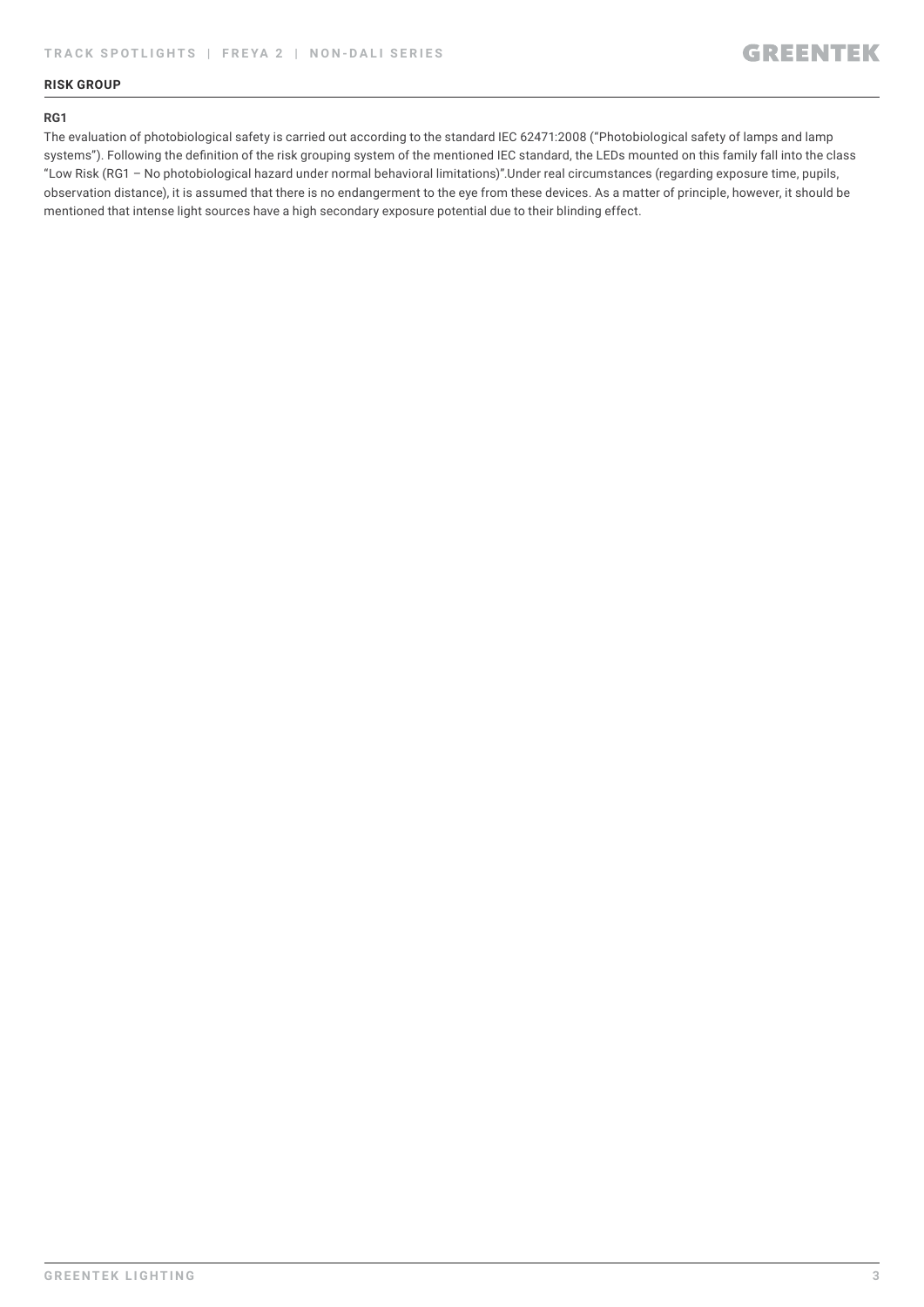## RISK GROUP

### RG1

The evaluation of photobiological safety is carried out according to the standard IEC 62471:2008 ("Photobiological safety of lamps and lamp systems"). Following the definition of the risk grouping system of the mentioned IEC standard, the LEDs mounted on this family fall into the class "Low Risk (RG1 – No photobiological hazard under normal behavioral limitations)".Under real circumstances (regarding exposure time, pupils, observation distance), it is assumed that there is no endangerment to the eye from these devices. As a matter of principle, however, it should be mentioned that intense light sources have a high secondary exposure potential due to their blinding effect.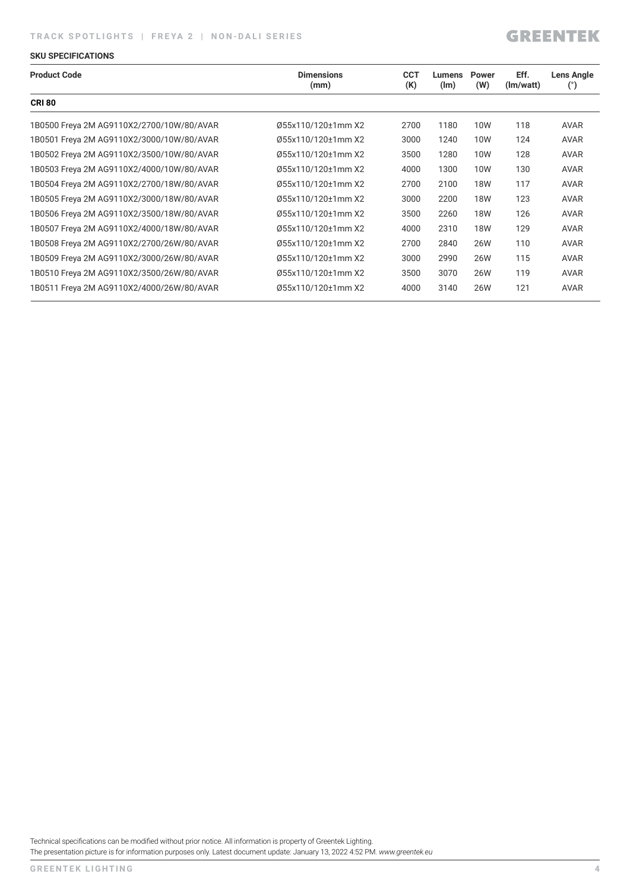## SKU SPECIFICATIONS

| Product Code | Dimensions (mm) | CCT (K) | Lumens (lm) | Power (W) | Eff. (lm/watt) | Lens Angle (°) |
|---|---|---|---|---|---|---|
| **CRI 80** | | | | | | |
| 1B0500 Freya 2M AG9110X2/2700/10W/80/AVAR | Ø55x110/120±1mm X2 | 2700 | 1180 | 10W | 118 | AVAR |
| 1B0501 Freya 2M AG9110X2/3000/10W/80/AVAR | Ø55x110/120±1mm X2 | 3000 | 1240 | 10W | 124 | AVAR |
| 1B0502 Freya 2M AG9110X2/3500/10W/80/AVAR | Ø55x110/120±1mm X2 | 3500 | 1280 | 10W | 128 | AVAR |
| 1B0503 Freya 2M AG9110X2/4000/10W/80/AVAR | Ø55x110/120±1mm X2 | 4000 | 1300 | 10W | 130 | AVAR |
| 1B0504 Freya 2M AG9110X2/2700/18W/80/AVAR | Ø55x110/120±1mm X2 | 2700 | 2100 | 18W | 117 | AVAR |
| 1B0505 Freya 2M AG9110X2/3000/18W/80/AVAR | Ø55x110/120±1mm X2 | 3000 | 2200 | 18W | 123 | AVAR |
| 1B0506 Freya 2M AG9110X2/3500/18W/80/AVAR | Ø55x110/120±1mm X2 | 3500 | 2260 | 18W | 126 | AVAR |
| 1B0507 Freya 2M AG9110X2/4000/18W/80/AVAR | Ø55x110/120±1mm X2 | 4000 | 2310 | 18W | 129 | AVAR |
| 1B0508 Freya 2M AG9110X2/2700/26W/80/AVAR | Ø55x110/120±1mm X2 | 2700 | 2840 | 26W | 110 | AVAR |
| 1B0509 Freya 2M AG9110X2/3000/26W/80/AVAR | Ø55x110/120±1mm X2 | 3000 | 2990 | 26W | 115 | AVAR |
| 1B0510 Freya 2M AG9110X2/3500/26W/80/AVAR | Ø55x110/120±1mm X2 | 3500 | 3070 | 26W | 119 | AVAR |
| 1B0511 Freya 2M AG9110X2/4000/26W/80/AVAR | Ø55x110/120±1mm X2 | 4000 | 3140 | 26W | 121 | AVAR |

Technical specifications can be modified without prior notice. All information is property of Greentek Lighting.
The presentation picture is for information purposes only. Latest document update: January 13, 2022 4:52 PM. *www.greentek.eu*